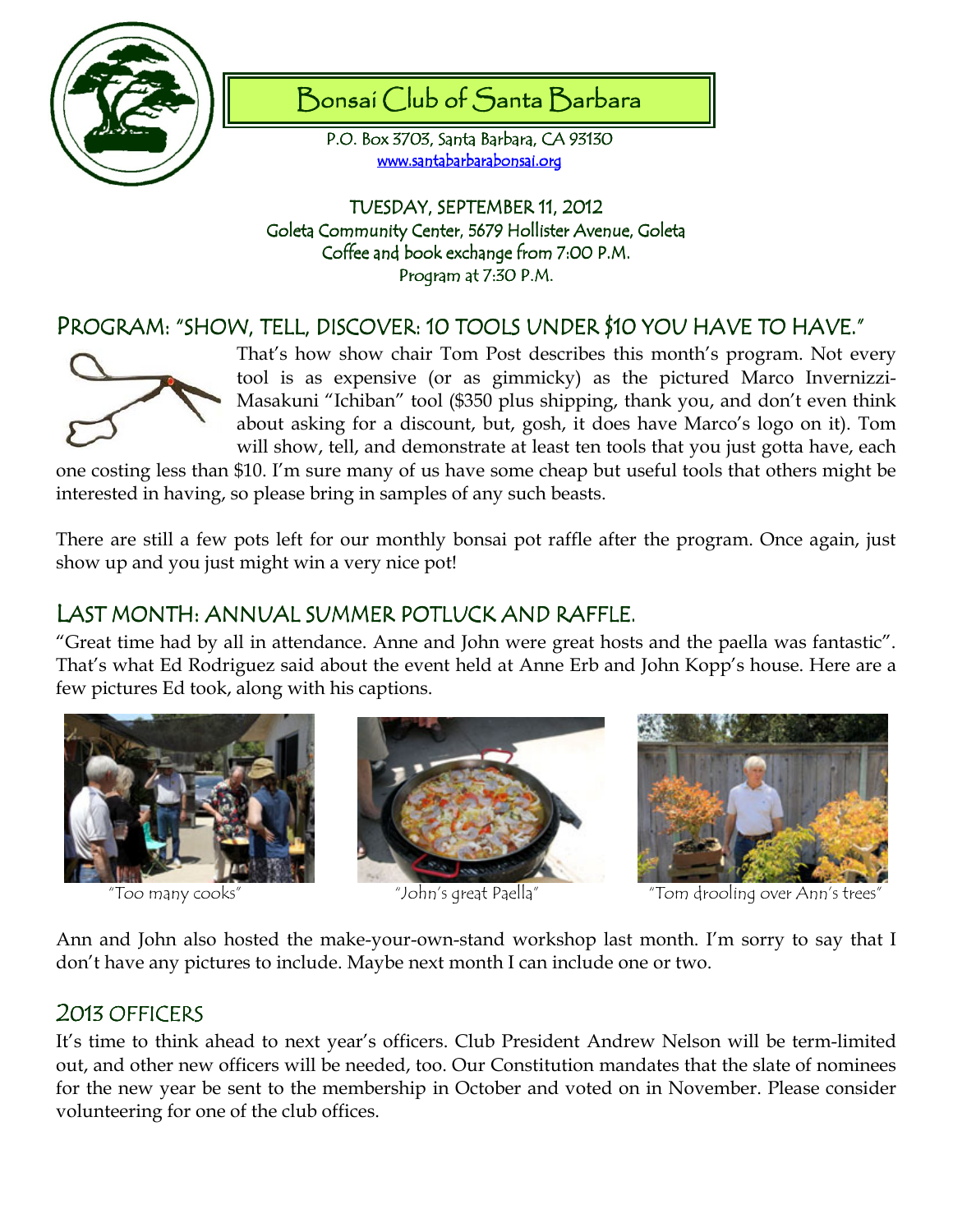# Bonsai Club of Santa Barbara

P.O. Box 3703, Santa Barbara, CA 93130
www.santabarbarabonsai.org

TUESDAY, SEPTEMBER 11, 2012
Goleta Community Center, 5679 Hollister Avenue, Goleta
Coffee and book exchange from 7:00 P.M.
Program at 7:30 P.M.

## PROGRAM: "SHOW, TELL, DISCOVER: 10 TOOLS UNDER $10 YOU HAVE TO HAVE."

That's how show chair Tom Post describes this month's program. Not every tool is as expensive (or as gimmicky) as the pictured Marco Invernizzi-Masakuni "Ichiban" tool ($350 plus shipping, thank you, and don't even think about asking for a discount, but, gosh, it does have Marco's logo on it). Tom will show, tell, and demonstrate at least ten tools that you just gotta have, each one costing less than $10. I'm sure many of us have some cheap but useful tools that others might be interested in having, so please bring in samples of any such beasts.

There are still a few pots left for our monthly bonsai pot raffle after the program. Once again, just show up and you just might win a very nice pot!

## LAST MONTH: ANNUAL SUMMER POTLUCK AND RAFFLE.

"Great time had by all in attendance. Anne and John were great hosts and the paella was fantastic". That's what Ed Rodriguez said about the event held at Anne Erb and John Kopp's house. Here are a few pictures Ed took, along with his captions.

"Too many cooks"

"John's great Paella"

"Tom drooling over Ann's trees"

Ann and John also hosted the make-your-own-stand workshop last month. I'm sorry to say that I don't have any pictures to include. Maybe next month I can include one or two.

## 2013 OFFICERS

It's time to think ahead to next year's officers. Club President Andrew Nelson will be term-limited out, and other new officers will be needed, too. Our Constitution mandates that the slate of nominees for the new year be sent to the membership in October and voted on in November. Please consider volunteering for one of the club offices.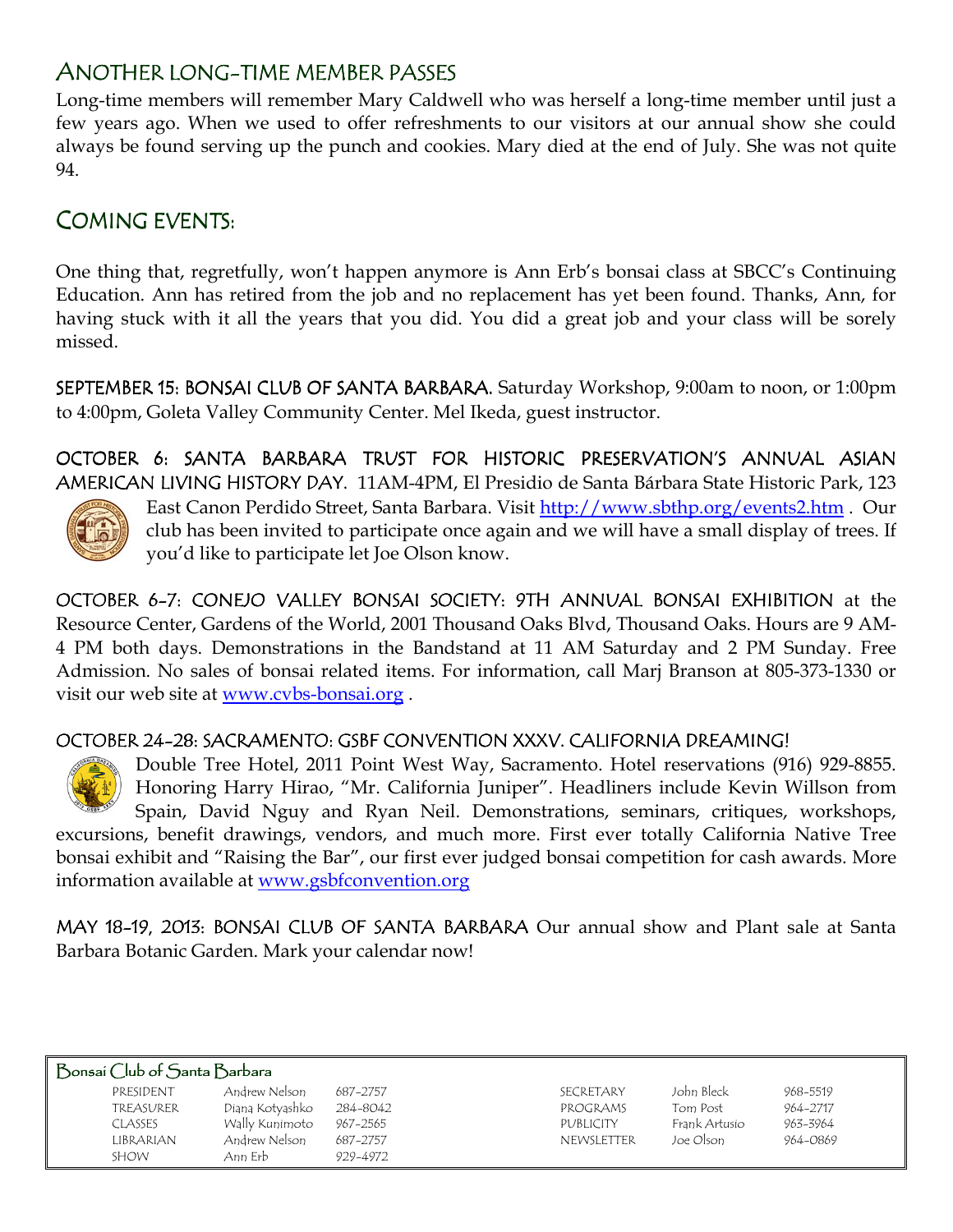## Another long-time member passes

Long-time members will remember Mary Caldwell who was herself a long-time member until just a few years ago. When we used to offer refreshments to our visitors at our annual show she could always be found serving up the punch and cookies. Mary died at the end of July. She was not quite 94.

## Coming events:

One thing that, regretfully, won't happen anymore is Ann Erb's bonsai class at SBCC's Continuing Education. Ann has retired from the job and no replacement has yet been found. Thanks, Ann, for having stuck with it all the years that you did. You did a great job and your class will be sorely missed.

**SEPTEMBER 15: BONSAI CLUB OF SANTA BARBARA.** Saturday Workshop, 9:00am to noon, or 1:00pm to 4:00pm, Goleta Valley Community Center. Mel Ikeda, guest instructor.

**OCTOBER 6: SANTA BARBARA TRUST FOR HISTORIC PRESERVATION'S ANNUAL ASIAN AMERICAN LIVING HISTORY DAY.** 11AM-4PM, El Presidio de Santa Bárbara State Historic Park, 123 East Canon Perdido Street, Santa Barbara. Visit http://www.sbthp.org/events2.htm . Our club has been invited to participate once again and we will have a small display of trees. If you'd like to participate let Joe Olson know.

**OCTOBER 6-7: CONEJO VALLEY BONSAI SOCIETY: 9TH ANNUAL BONSAI EXHIBITION** at the Resource Center, Gardens of the World, 2001 Thousand Oaks Blvd, Thousand Oaks. Hours are 9 AM-4 PM both days. Demonstrations in the Bandstand at 11 AM Saturday and 2 PM Sunday. Free Admission. No sales of bonsai related items. For information, call Marj Branson at 805-373-1330 or visit our web site at www.cvbs-bonsai.org .

**OCTOBER 24-28: SACRAMENTO: GSBF CONVENTION XXXV. CALIFORNIA DREAMING!**
Double Tree Hotel, 2011 Point West Way, Sacramento. Hotel reservations (916) 929-8855. Honoring Harry Hirao, "Mr. California Juniper". Headliners include Kevin Willson from Spain, David Nguy and Ryan Neil. Demonstrations, seminars, critiques, workshops, excursions, benefit drawings, vendors, and much more. First ever totally California Native Tree bonsai exhibit and "Raising the Bar", our first ever judged bonsai competition for cash awards. More information available at www.gsbfconvention.org

**MAY 18-19, 2013: BONSAI CLUB OF SANTA BARBARA** Our annual show and Plant sale at Santa Barbara Botanic Garden. Mark your calendar now!

**Bonsai Club of Santa Barbara**

| | | | | | |
|---|---|---|---|---|---|
| PRESIDENT | Andrew Nelson | 687-2757 | SECRETARY | John Bleck | 968-5519 |
| TREASURER | Diana Kotyashko | 284-8042 | PROGRAMS | Tom Post | 964-2717 |
| CLASSES | Wally Kunimoto | 967-2565 | PUBLICITY | Frank Artusio | 963-3964 |
| LIBRARIAN | Andrew Nelson | 687-2757 | NEWSLETTER | Joe Olson | 964-0869 |
| SHOW | Ann Erb | 929-4972 | | | |